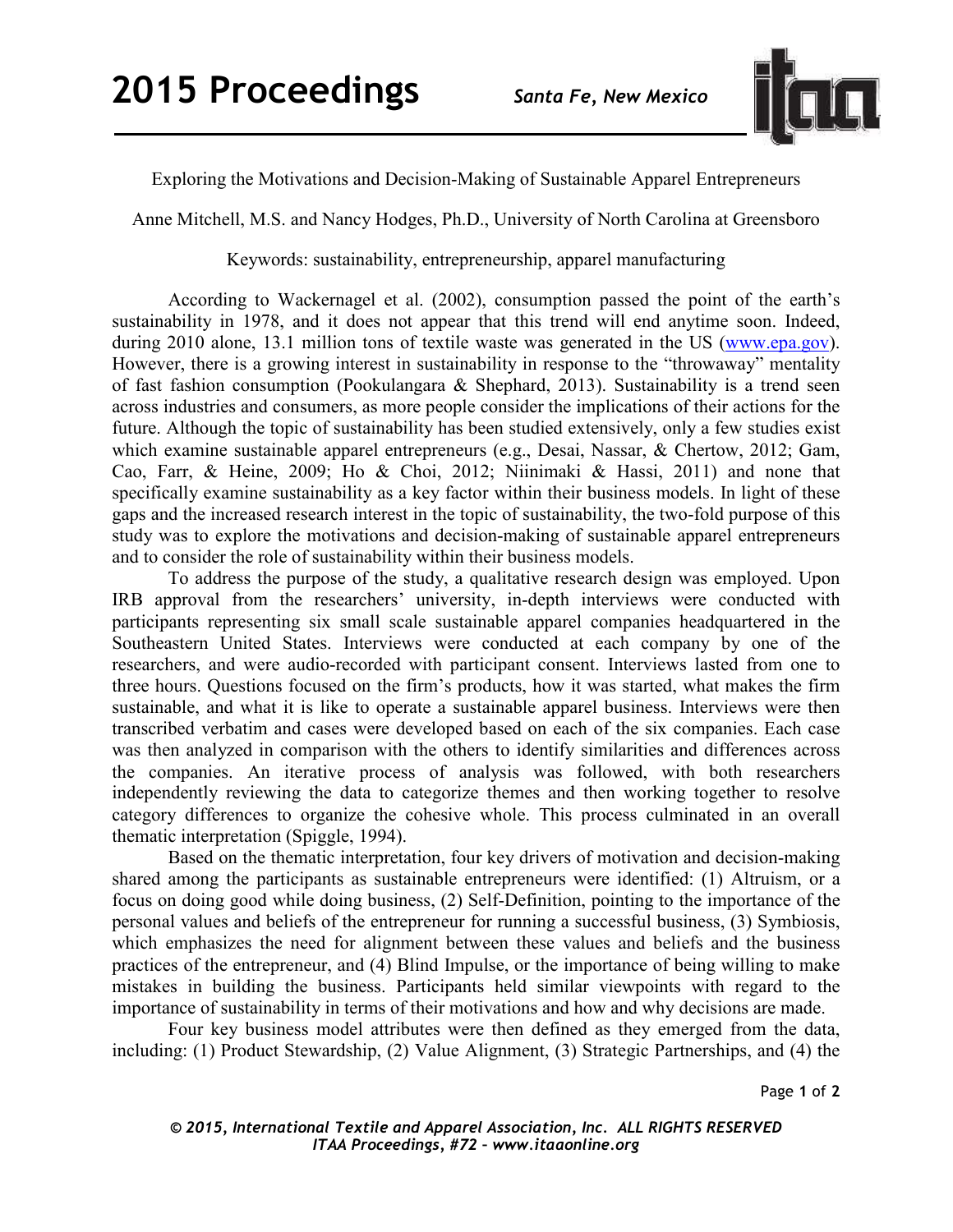# Exploring the Motivations and Decision-Making of Sustainable Apparel Entrepreneurs

Anne Mitchell, M.S. and Nancy Hodges, Ph.D., University of North Carolina at Greensboro

Keywords: sustainability, entrepreneurship, apparel manufacturing

According to Wackernagel et al. (2002), consumption passed the point of the earth's sustainability in 1978, and it does not appear that this trend will end anytime soon. Indeed, during 2010 alone, 13.1 million tons of textile waste was generated in the US (www.epa.gov). However, there is a growing interest in sustainability in response to the "throwaway" mentality of fast fashion consumption (Pookulangara & Shephard, 2013). Sustainability is a trend seen across industries and consumers, as more people consider the implications of their actions for the future. Although the topic of sustainability has been studied extensively, only a few studies exist which examine sustainable apparel entrepreneurs (e.g., Desai, Nassar, & Chertow, 2012; Gam, Cao, Farr, & Heine, 2009; Ho & Choi, 2012; Niinimaki & Hassi, 2011) and none that specifically examine sustainability as a key factor within their business models. In light of these gaps and the increased research interest in the topic of sustainability, the two-fold purpose of this study was to explore the motivations and decision-making of sustainable apparel entrepreneurs and to consider the role of sustainability within their business models.

To address the purpose of the study, a qualitative research design was employed. Upon IRB approval from the researchers' university, in-depth interviews were conducted with participants representing six small scale sustainable apparel companies headquartered in the Southeastern United States. Interviews were conducted at each company by one of the researchers, and were audio-recorded with participant consent. Interviews lasted from one to three hours. Questions focused on the firm's products, how it was started, what makes the firm sustainable, and what it is like to operate a sustainable apparel business. Interviews were then transcribed verbatim and cases were developed based on each of the six companies. Each case was then analyzed in comparison with the others to identify similarities and differences across the companies. An iterative process of analysis was followed, with both researchers independently reviewing the data to categorize themes and then working together to resolve category differences to organize the cohesive whole. This process culminated in an overall thematic interpretation (Spiggle, 1994).

Based on the thematic interpretation, four key drivers of motivation and decision-making shared among the participants as sustainable entrepreneurs were identified: (1) Altruism, or a focus on doing good while doing business, (2) Self-Definition, pointing to the importance of the personal values and beliefs of the entrepreneur for running a successful business, (3) Symbiosis, which emphasizes the need for alignment between these values and beliefs and the business practices of the entrepreneur, and (4) Blind Impulse, or the importance of being willing to make mistakes in building the business. Participants held similar viewpoints with regard to the importance of sustainability in terms of their motivations and how and why decisions are made.

Four key business model attributes were then defined as they emerged from the data, including: (1) Product Stewardship, (2) Value Alignment, (3) Strategic Partnerships, and (4) the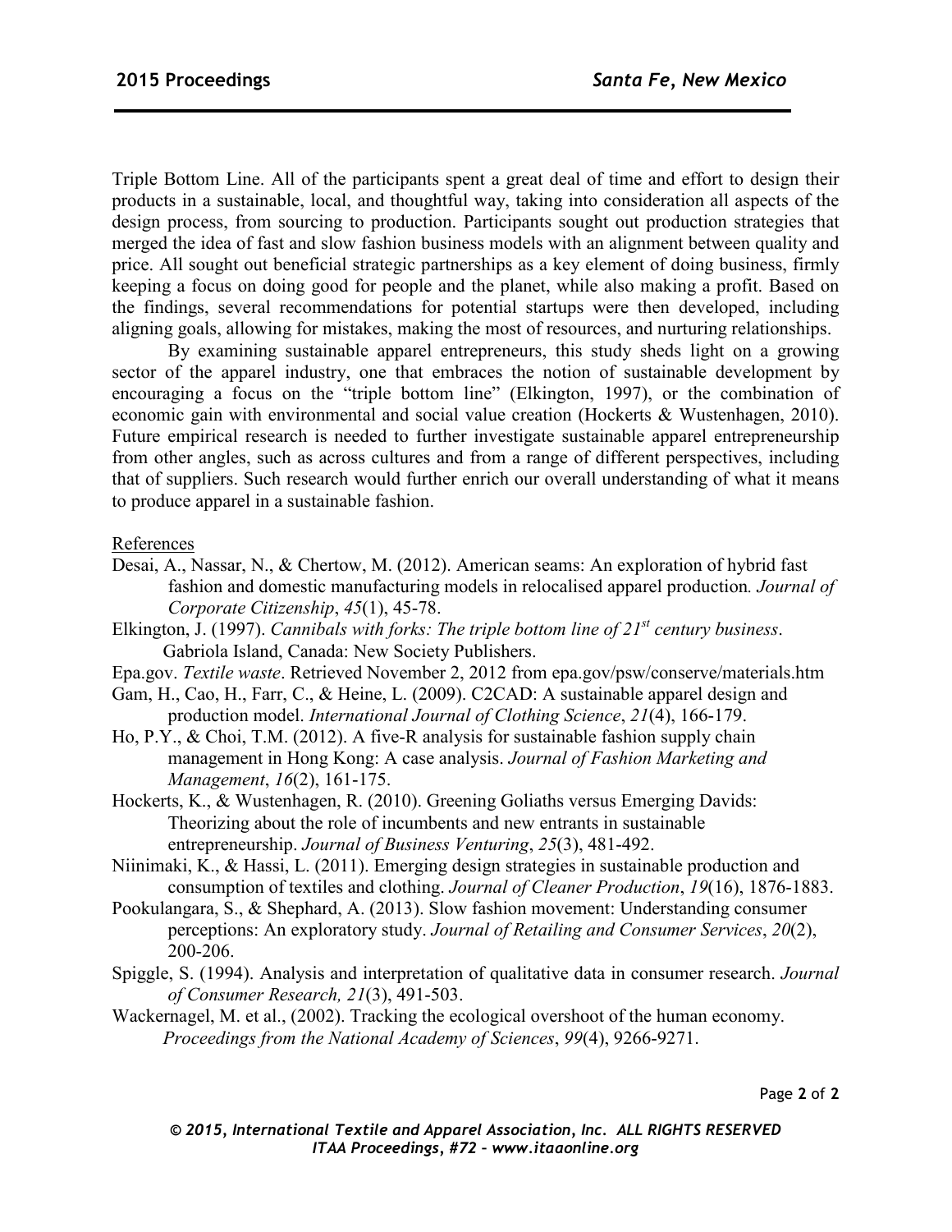Triple Bottom Line. All of the participants spent a great deal of time and effort to design their products in a sustainable, local, and thoughtful way, taking into consideration all aspects of the design process, from sourcing to production. Participants sought out production strategies that merged the idea of fast and slow fashion business models with an alignment between quality and price. All sought out beneficial strategic partnerships as a key element of doing business, firmly keeping a focus on doing good for people and the planet, while also making a profit. Based on the findings, several recommendations for potential startups were then developed, including aligning goals, allowing for mistakes, making the most of resources, and nurturing relationships.

By examining sustainable apparel entrepreneurs, this study sheds light on a growing sector of the apparel industry, one that embraces the notion of sustainable development by encouraging a focus on the "triple bottom line" (Elkington, 1997), or the combination of economic gain with environmental and social value creation (Hockerts & Wustenhagen, 2010). Future empirical research is needed to further investigate sustainable apparel entrepreneurship from other angles, such as across cultures and from a range of different perspectives, including that of suppliers. Such research would further enrich our overall understanding of what it means to produce apparel in a sustainable fashion.

References

Desai, A., Nassar, N., & Chertow, M. (2012). American seams: An exploration of hybrid fast fashion and domestic manufacturing models in relocalised apparel production. *Journal of Corporate Citizenship*, *45*(1), 45-78.

Elkington, J. (1997). *Cannibals with forks: The triple bottom line of 21st century business*. Gabriola Island, Canada: New Society Publishers.

Epa.gov. *Textile waste*. Retrieved November 2, 2012 from epa.gov/psw/conserve/materials.htm

Gam, H., Cao, H., Farr, C., & Heine, L. (2009). C2CAD: A sustainable apparel design and production model. *International Journal of Clothing Science*, *21*(4), 166-179.

Ho, P.Y., & Choi, T.M. (2012). A five-R analysis for sustainable fashion supply chain management in Hong Kong: A case analysis. *Journal of Fashion Marketing and Management*, *16*(2), 161-175.

Hockerts, K., & Wustenhagen, R. (2010). Greening Goliaths versus Emerging Davids: Theorizing about the role of incumbents and new entrants in sustainable entrepreneurship. *Journal of Business Venturing*, *25*(3), 481-492.

Niinimaki, K., & Hassi, L. (2011). Emerging design strategies in sustainable production and consumption of textiles and clothing. *Journal of Cleaner Production*, *19*(16), 1876-1883.

Pookulangara, S., & Shephard, A. (2013). Slow fashion movement: Understanding consumer perceptions: An exploratory study. *Journal of Retailing and Consumer Services*, *20*(2), 200-206.

Spiggle, S. (1994). Analysis and interpretation of qualitative data in consumer research. *Journal of Consumer Research, 21*(3), 491-503.

Wackernagel, M. et al., (2002). Tracking the ecological overshoot of the human economy. *Proceedings from the National Academy of Sciences*, *99*(4), 9266-9271.